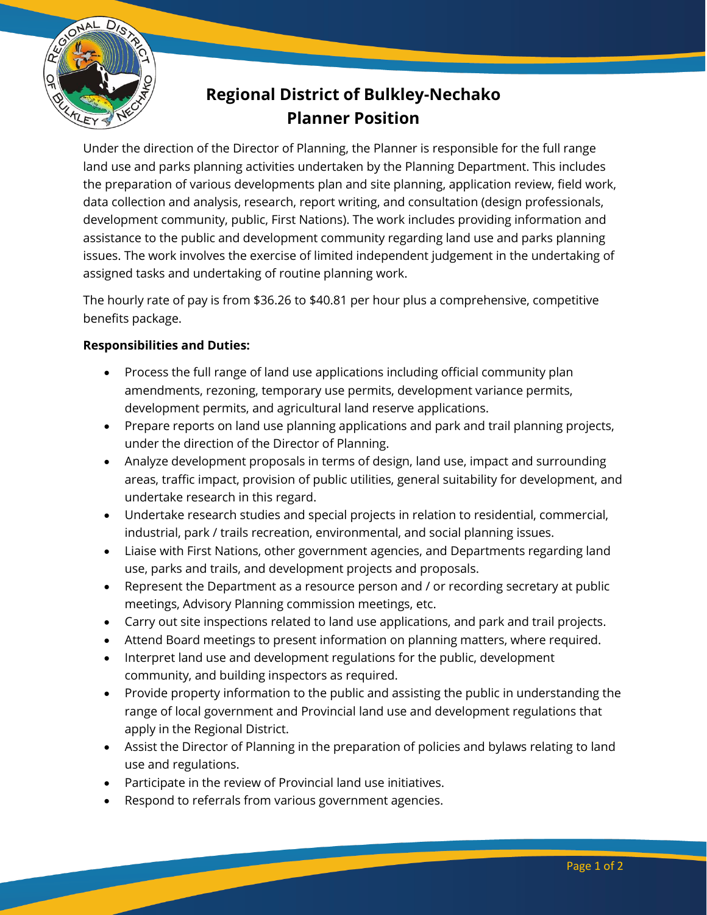# Regional District of Bulkley-Nechako
# Planner Position

Under the direction of the Director of Planning, the Planner is responsible for the full range land use and parks planning activities undertaken by the Planning Department. This includes the preparation of various developments plan and site planning, application review, field work, data collection and analysis, research, report writing, and consultation (design professionals, development community, public, First Nations). The work includes providing information and assistance to the public and development community regarding land use and parks planning issues. The work involves the exercise of limited independent judgement in the undertaking of assigned tasks and undertaking of routine planning work.

The hourly rate of pay is from $36.26 to $40.81 per hour plus a comprehensive, competitive benefits package.

**Responsibilities and Duties:**

- Process the full range of land use applications including official community plan amendments, rezoning, temporary use permits, development variance permits, development permits, and agricultural land reserve applications.
- Prepare reports on land use planning applications and park and trail planning projects, under the direction of the Director of Planning.
- Analyze development proposals in terms of design, land use, impact and surrounding areas, traffic impact, provision of public utilities, general suitability for development, and undertake research in this regard.
- Undertake research studies and special projects in relation to residential, commercial, industrial, park / trails recreation, environmental, and social planning issues.
- Liaise with First Nations, other government agencies, and Departments regarding land use, parks and trails, and development projects and proposals.
- Represent the Department as a resource person and / or recording secretary at public meetings, Advisory Planning commission meetings, etc.
- Carry out site inspections related to land use applications, and park and trail projects.
- Attend Board meetings to present information on planning matters, where required.
- Interpret land use and development regulations for the public, development community, and building inspectors as required.
- Provide property information to the public and assisting the public in understanding the range of local government and Provincial land use and development regulations that apply in the Regional District.
- Assist the Director of Planning in the preparation of policies and bylaws relating to land use and regulations.
- Participate in the review of Provincial land use initiatives.
- Respond to referrals from various government agencies.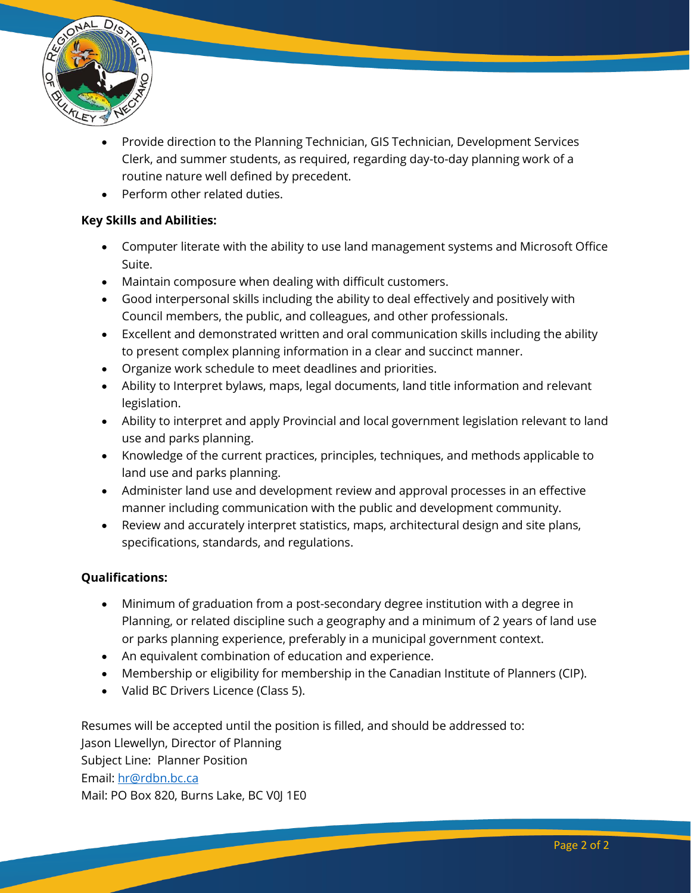- Provide direction to the Planning Technician, GIS Technician, Development Services Clerk, and summer students, as required, regarding day-to-day planning work of a routine nature well defined by precedent.
- Perform other related duties.

**Key Skills and Abilities:**

- Computer literate with the ability to use land management systems and Microsoft Office Suite.
- Maintain composure when dealing with difficult customers.
- Good interpersonal skills including the ability to deal effectively and positively with Council members, the public, and colleagues, and other professionals.
- Excellent and demonstrated written and oral communication skills including the ability to present complex planning information in a clear and succinct manner.
- Organize work schedule to meet deadlines and priorities.
- Ability to Interpret bylaws, maps, legal documents, land title information and relevant legislation.
- Ability to interpret and apply Provincial and local government legislation relevant to land use and parks planning.
- Knowledge of the current practices, principles, techniques, and methods applicable to land use and parks planning.
- Administer land use and development review and approval processes in an effective manner including communication with the public and development community.
- Review and accurately interpret statistics, maps, architectural design and site plans, specifications, standards, and regulations.

**Qualifications:**

- Minimum of graduation from a post-secondary degree institution with a degree in Planning, or related discipline such a geography and a minimum of 2 years of land use or parks planning experience, preferably in a municipal government context.
- An equivalent combination of education and experience.
- Membership or eligibility for membership in the Canadian Institute of Planners (CIP).
- Valid BC Drivers Licence (Class 5).

Resumes will be accepted until the position is filled, and should be addressed to:
Jason Llewellyn, Director of Planning
Subject Line: Planner Position
Email: hr@rdbn.bc.ca
Mail: PO Box 820, Burns Lake, BC V0J 1E0